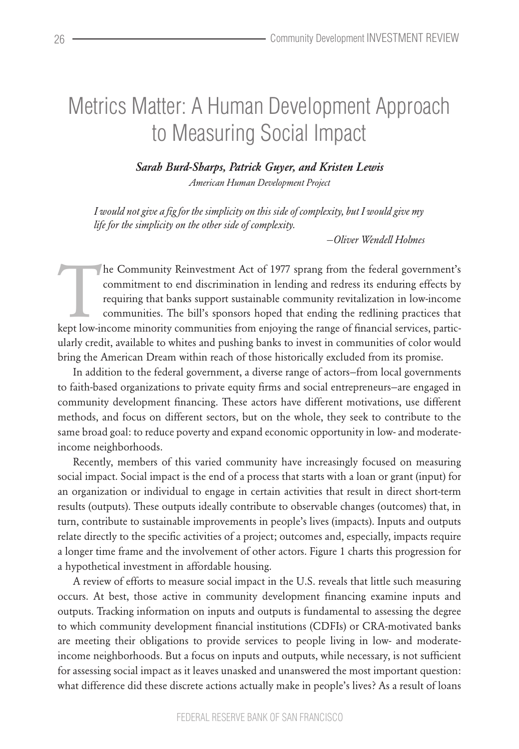# Metrics Matter: A Human Development Approach to Measuring Social Impact

***Sarah Burd-Sharps, Patrick Guyer, and Kristen Lewis***

*American Human Development Project*

> *I would not give a fig for the simplicity on this side of complexity, but I would give my life for the simplicity on the other side of complexity.*
>
> *–Oliver Wendell Holmes*

The Community Reinvestment Act of 1977 sprang from the federal government's commitment to end discrimination in lending and redress its enduring effects by requiring that banks support sustainable community revitalization in low-income communities. The bill's sponsors hoped that ending the redlining practices that kept low-income minority communities from enjoying the range of financial services, particularly credit, available to whites and pushing banks to invest in communities of color would bring the American Dream within reach of those historically excluded from its promise.

In addition to the federal government, a diverse range of actors–from local governments to faith-based organizations to private equity firms and social entrepreneurs–are engaged in community development financing. These actors have different motivations, use different methods, and focus on different sectors, but on the whole, they seek to contribute to the same broad goal: to reduce poverty and expand economic opportunity in low- and moderate-income neighborhoods.

Recently, members of this varied community have increasingly focused on measuring social impact. Social impact is the end of a process that starts with a loan or grant (input) for an organization or individual to engage in certain activities that result in direct short-term results (outputs). These outputs ideally contribute to observable changes (outcomes) that, in turn, contribute to sustainable improvements in people's lives (impacts). Inputs and outputs relate directly to the specific activities of a project; outcomes and, especially, impacts require a longer time frame and the involvement of other actors. Figure 1 charts this progression for a hypothetical investment in affordable housing.

A review of efforts to measure social impact in the U.S. reveals that little such measuring occurs. At best, those active in community development financing examine inputs and outputs. Tracking information on inputs and outputs is fundamental to assessing the degree to which community development financial institutions (CDFIs) or CRA-motivated banks are meeting their obligations to provide services to people living in low- and moderate-income neighborhoods. But a focus on inputs and outputs, while necessary, is not sufficient for assessing social impact as it leaves unasked and unanswered the most important question: what difference did these discrete actions actually make in people's lives? As a result of loans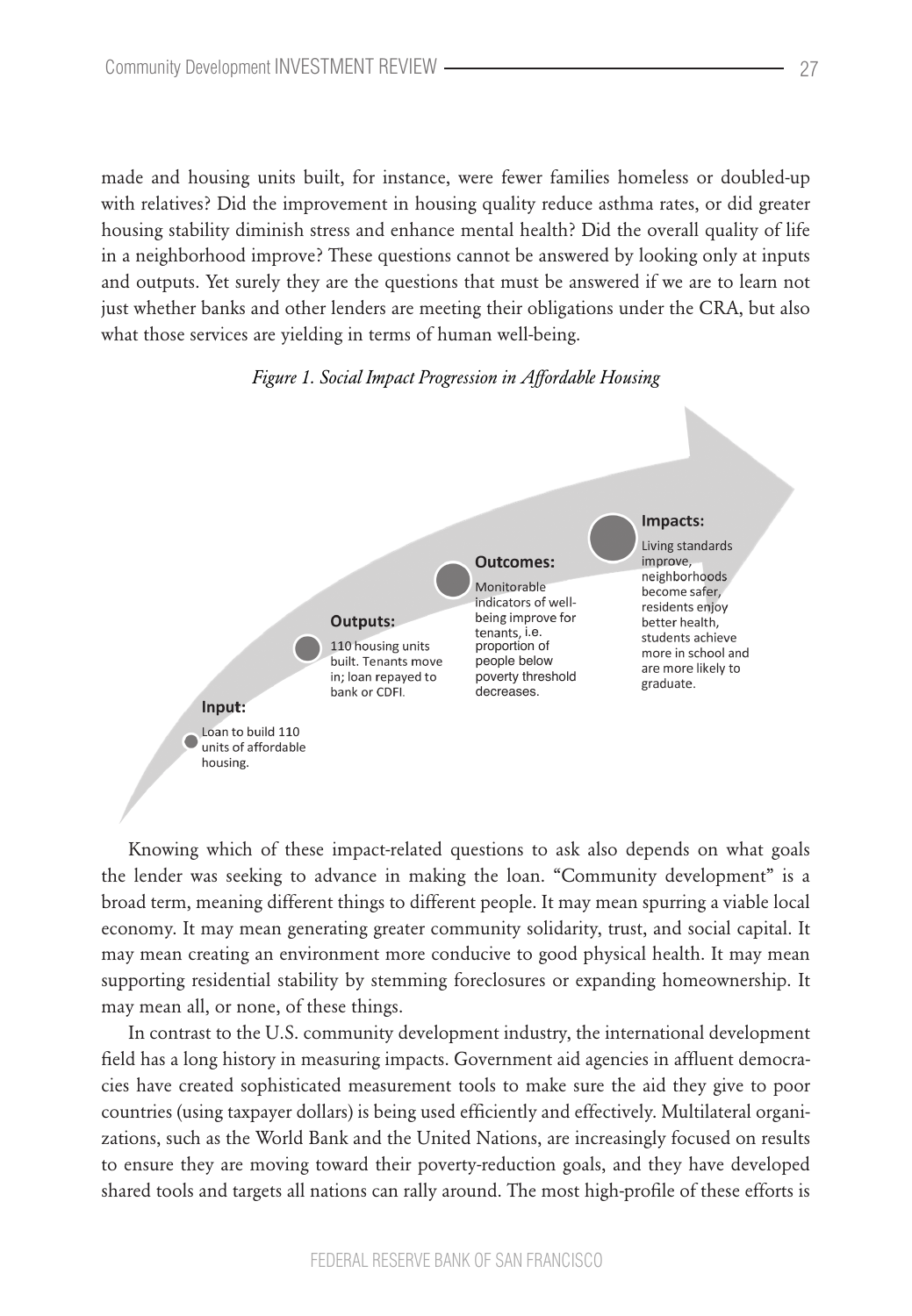made and housing units built, for instance, were fewer families homeless or doubled-up with relatives? Did the improvement in housing quality reduce asthma rates, or did greater housing stability diminish stress and enhance mental health? Did the overall quality of life in a neighborhood improve? These questions cannot be answered by looking only at inputs and outputs. Yet surely they are the questions that must be answered if we are to learn not just whether banks and other lenders are meeting their obligations under the CRA, but also what those services are yielding in terms of human well-being.

*Figure 1. Social Impact Progression in Affordable Housing*

**Input:**
Loan to build 110 units of affordable housing.

**Outputs:**
110 housing units built. Tenants move in; loan repayed to bank or CDFI.

**Outcomes:**
Monitorable indicators of well-being improve for tenants, i.e. proportion of people below poverty threshold decreases.

**Impacts:**
Living standards improve, neighborhoods become safer, residents enjoy better health, students achieve more in school and are more likely to graduate.

Knowing which of these impact-related questions to ask also depends on what goals the lender was seeking to advance in making the loan. "Community development" is a broad term, meaning different things to different people. It may mean spurring a viable local economy. It may mean generating greater community solidarity, trust, and social capital. It may mean creating an environment more conducive to good physical health. It may mean supporting residential stability by stemming foreclosures or expanding homeownership. It may mean all, or none, of these things.

In contrast to the U.S. community development industry, the international development field has a long history in measuring impacts. Government aid agencies in affluent democracies have created sophisticated measurement tools to make sure the aid they give to poor countries (using taxpayer dollars) is being used efficiently and effectively. Multilateral organizations, such as the World Bank and the United Nations, are increasingly focused on results to ensure they are moving toward their poverty-reduction goals, and they have developed shared tools and targets all nations can rally around. The most high-profile of these efforts is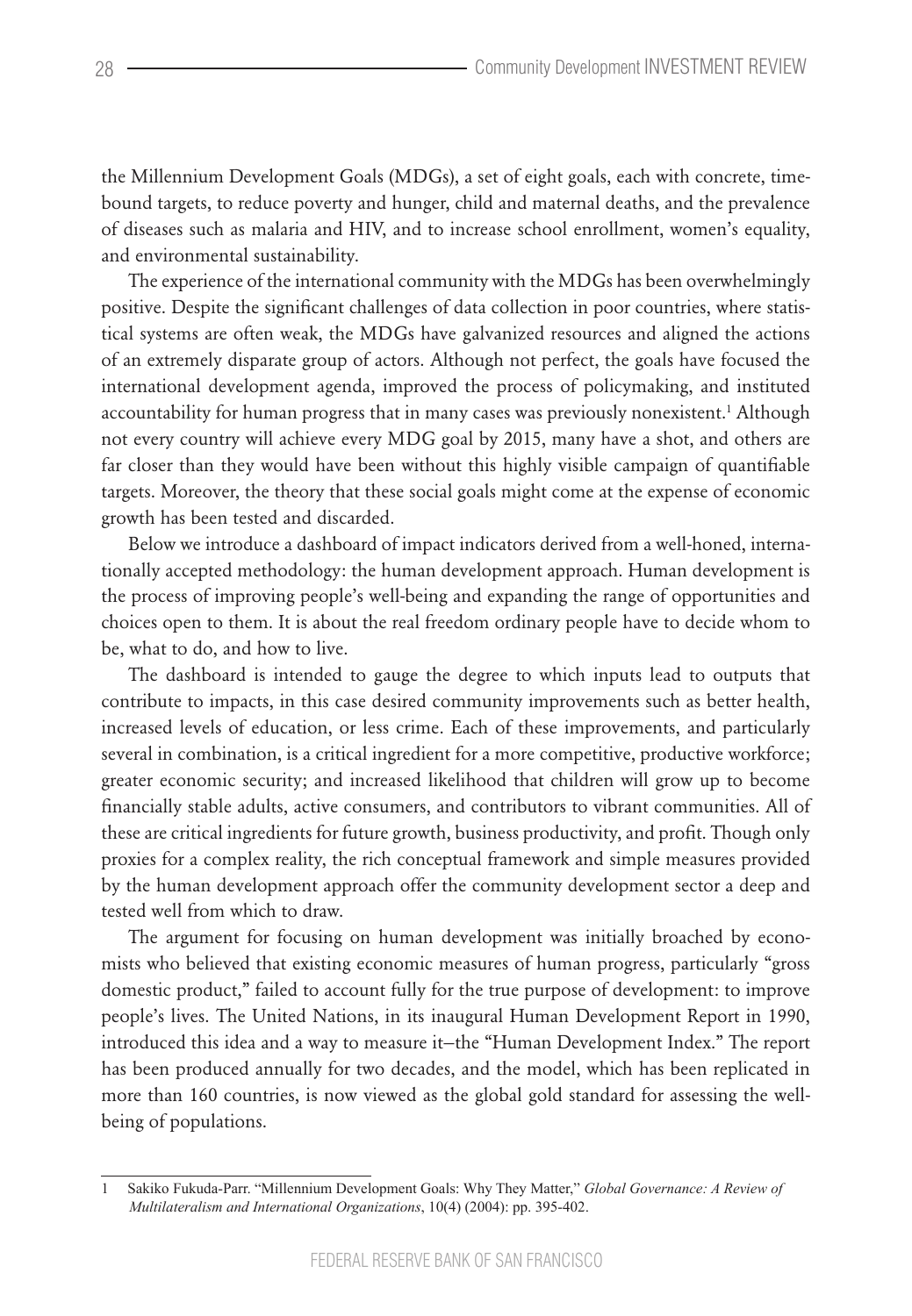the Millennium Development Goals (MDGs), a set of eight goals, each with concrete, time-bound targets, to reduce poverty and hunger, child and maternal deaths, and the prevalence of diseases such as malaria and HIV, and to increase school enrollment, women's equality, and environmental sustainability.

The experience of the international community with the MDGs has been overwhelmingly positive. Despite the significant challenges of data collection in poor countries, where statistical systems are often weak, the MDGs have galvanized resources and aligned the actions of an extremely disparate group of actors. Although not perfect, the goals have focused the international development agenda, improved the process of policymaking, and instituted accountability for human progress that in many cases was previously nonexistent.[1] Although not every country will achieve every MDG goal by 2015, many have a shot, and others are far closer than they would have been without this highly visible campaign of quantifiable targets. Moreover, the theory that these social goals might come at the expense of economic growth has been tested and discarded.

Below we introduce a dashboard of impact indicators derived from a well-honed, internationally accepted methodology: the human development approach. Human development is the process of improving people's well-being and expanding the range of opportunities and choices open to them. It is about the real freedom ordinary people have to decide whom to be, what to do, and how to live.

The dashboard is intended to gauge the degree to which inputs lead to outputs that contribute to impacts, in this case desired community improvements such as better health, increased levels of education, or less crime. Each of these improvements, and particularly several in combination, is a critical ingredient for a more competitive, productive workforce; greater economic security; and increased likelihood that children will grow up to become financially stable adults, active consumers, and contributors to vibrant communities. All of these are critical ingredients for future growth, business productivity, and profit. Though only proxies for a complex reality, the rich conceptual framework and simple measures provided by the human development approach offer the community development sector a deep and tested well from which to draw.

The argument for focusing on human development was initially broached by economists who believed that existing economic measures of human progress, particularly "gross domestic product," failed to account fully for the true purpose of development: to improve people's lives. The United Nations, in its inaugural Human Development Report in 1990, introduced this idea and a way to measure it–the "Human Development Index." The report has been produced annually for two decades, and the model, which has been replicated in more than 160 countries, is now viewed as the global gold standard for assessing the well-being of populations.

---

1 Sakiko Fukuda-Parr. "Millennium Development Goals: Why They Matter," *Global Governance: A Review of Multilateralism and International Organizations*, 10(4) (2004): pp. 395-402.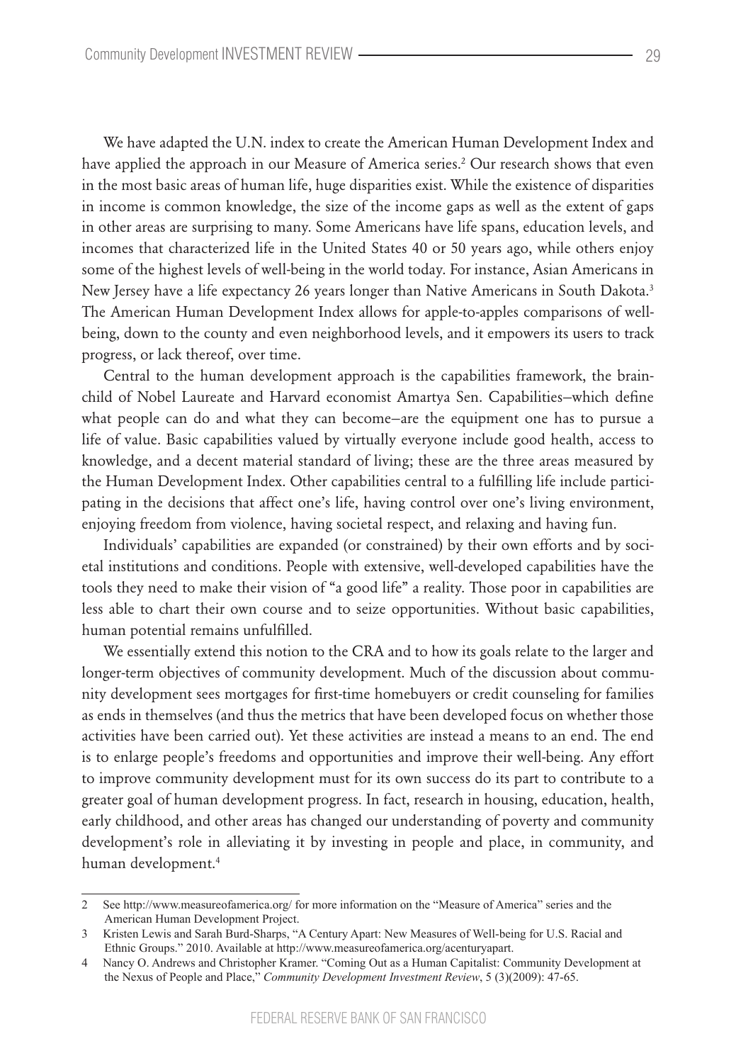We have adapted the U.N. index to create the American Human Development Index and have applied the approach in our Measure of America series.[2] Our research shows that even in the most basic areas of human life, huge disparities exist. While the existence of disparities in income is common knowledge, the size of the income gaps as well as the extent of gaps in other areas are surprising to many. Some Americans have life spans, education levels, and incomes that characterized life in the United States 40 or 50 years ago, while others enjoy some of the highest levels of well-being in the world today. For instance, Asian Americans in New Jersey have a life expectancy 26 years longer than Native Americans in South Dakota.[3] The American Human Development Index allows for apple-to-apples comparisons of well-being, down to the county and even neighborhood levels, and it empowers its users to track progress, or lack thereof, over time.

Central to the human development approach is the capabilities framework, the brainchild of Nobel Laureate and Harvard economist Amartya Sen. Capabilities–which define what people can do and what they can become–are the equipment one has to pursue a life of value. Basic capabilities valued by virtually everyone include good health, access to knowledge, and a decent material standard of living; these are the three areas measured by the Human Development Index. Other capabilities central to a fulfilling life include participating in the decisions that affect one's life, having control over one's living environment, enjoying freedom from violence, having societal respect, and relaxing and having fun.

Individuals' capabilities are expanded (or constrained) by their own efforts and by societal institutions and conditions. People with extensive, well-developed capabilities have the tools they need to make their vision of "a good life" a reality. Those poor in capabilities are less able to chart their own course and to seize opportunities. Without basic capabilities, human potential remains unfulfilled.

We essentially extend this notion to the CRA and to how its goals relate to the larger and longer-term objectives of community development. Much of the discussion about community development sees mortgages for first-time homebuyers or credit counseling for families as ends in themselves (and thus the metrics that have been developed focus on whether those activities have been carried out). Yet these activities are instead a means to an end. The end is to enlarge people's freedoms and opportunities and improve their well-being. Any effort to improve community development must for its own success do its part to contribute to a greater goal of human development progress. In fact, research in housing, education, health, early childhood, and other areas has changed our understanding of poverty and community development's role in alleviating it by investing in people and place, in community, and human development.[4]

---

2 See http://www.measureofamerica.org/ for more information on the "Measure of America" series and the American Human Development Project.

3 Kristen Lewis and Sarah Burd-Sharps, "A Century Apart: New Measures of Well-being for U.S. Racial and Ethnic Groups." 2010. Available at http://www.measureofamerica.org/acenturyapart.

4 Nancy O. Andrews and Christopher Kramer. "Coming Out as a Human Capitalist: Community Development at the Nexus of People and Place," *Community Development Investment Review*, 5 (3)(2009): 47-65.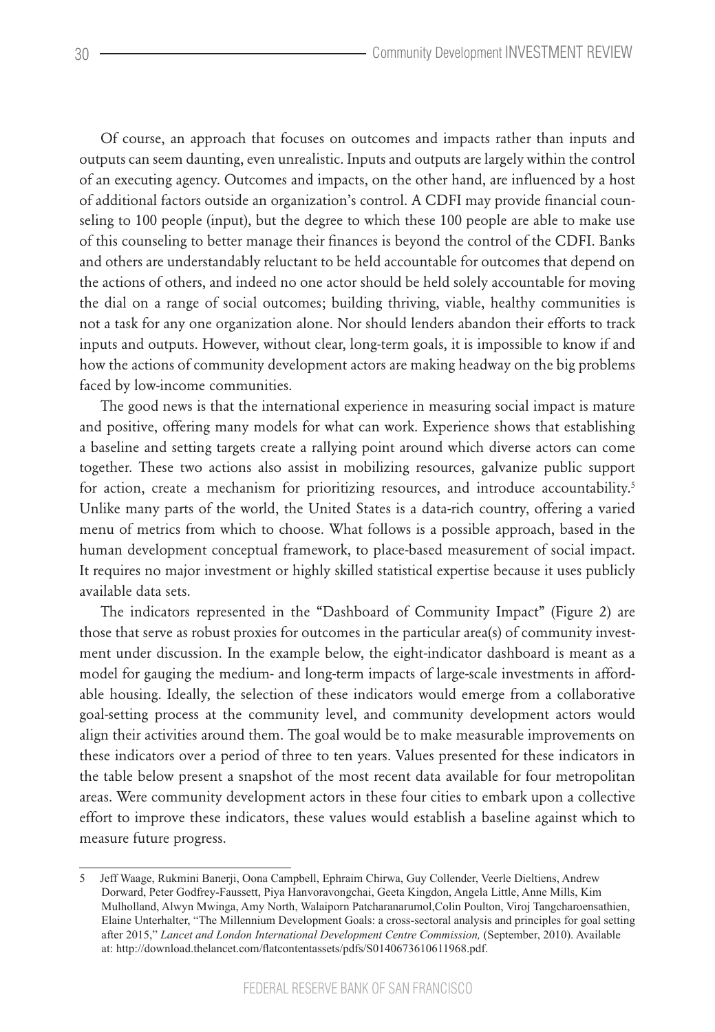Of course, an approach that focuses on outcomes and impacts rather than inputs and outputs can seem daunting, even unrealistic. Inputs and outputs are largely within the control of an executing agency. Outcomes and impacts, on the other hand, are influenced by a host of additional factors outside an organization's control. A CDFI may provide financial counseling to 100 people (input), but the degree to which these 100 people are able to make use of this counseling to better manage their finances is beyond the control of the CDFI. Banks and others are understandably reluctant to be held accountable for outcomes that depend on the actions of others, and indeed no one actor should be held solely accountable for moving the dial on a range of social outcomes; building thriving, viable, healthy communities is not a task for any one organization alone. Nor should lenders abandon their efforts to track inputs and outputs. However, without clear, long-term goals, it is impossible to know if and how the actions of community development actors are making headway on the big problems faced by low-income communities.

The good news is that the international experience in measuring social impact is mature and positive, offering many models for what can work. Experience shows that establishing a baseline and setting targets create a rallying point around which diverse actors can come together. These two actions also assist in mobilizing resources, galvanize public support for action, create a mechanism for prioritizing resources, and introduce accountability.[5] Unlike many parts of the world, the United States is a data-rich country, offering a varied menu of metrics from which to choose. What follows is a possible approach, based in the human development conceptual framework, to place-based measurement of social impact. It requires no major investment or highly skilled statistical expertise because it uses publicly available data sets.

The indicators represented in the "Dashboard of Community Impact" (Figure 2) are those that serve as robust proxies for outcomes in the particular area(s) of community investment under discussion. In the example below, the eight-indicator dashboard is meant as a model for gauging the medium- and long-term impacts of large-scale investments in affordable housing. Ideally, the selection of these indicators would emerge from a collaborative goal-setting process at the community level, and community development actors would align their activities around them. The goal would be to make measurable improvements on these indicators over a period of three to ten years. Values presented for these indicators in the table below present a snapshot of the most recent data available for four metropolitan areas. Were community development actors in these four cities to embark upon a collective effort to improve these indicators, these values would establish a baseline against which to measure future progress.

---

5 Jeff Waage, Rukmini Banerji, Oona Campbell, Ephraim Chirwa, Guy Collender, Veerle Dieltiens, Andrew Dorward, Peter Godfrey-Faussett, Piya Hanvoravongchai, Geeta Kingdon, Angela Little, Anne Mills, Kim Mulholland, Alwyn Mwinga, Amy North, Walaiporn Patcharanarumol, Colin Poulton, Viroj Tangcharoensathien, Elaine Unterhalter, "The Millennium Development Goals: a cross-sectoral analysis and principles for goal setting after 2015," *Lancet and London International Development Centre Commission,* (September, 2010). Available at: http://download.thelancet.com/flatcontentassets/pdfs/S0140673610611968.pdf.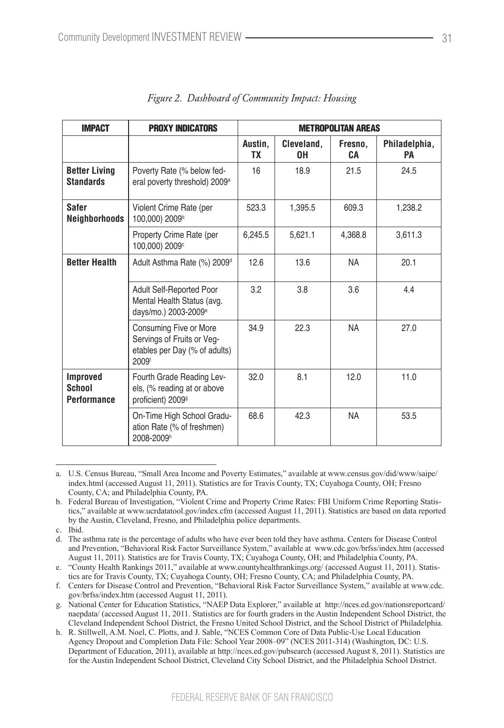*Figure 2. Dashboard of Community Impact: Housing*

| IMPACT | PROXY INDICATORS | METROPOLITAN AREAS | | | |
|---|---|---|---|---|---|
| | | Austin, TX | Cleveland, OH | Fresno, CA | Philadelphia, PA |
| **Better Living Standards** | Poverty Rate (% below federal poverty threshold) 2009[a] | 16 | 18.9 | 21.5 | 24.5 |
| **Safer Neighborhoods** | Violent Crime Rate (per 100,000) 2009[b] | 523.3 | 1,395.5 | 609.3 | 1,238.2 |
| | Property Crime Rate (per 100,000) 2009[c] | 6,245.5 | 5,621.1 | 4,368.8 | 3,611.3 |
| **Better Health** | Adult Asthma Rate (%) 2009[d] | 12.6 | 13.6 | NA | 20.1 |
| | Adult Self-Reported Poor Mental Health Status (avg. days/mo.) 2003-2009[e] | 3.2 | 3.8 | 3.6 | 4.4 |
| | Consuming Five or More Servings of Fruits or Vegetables per Day (% of adults) 2009[f] | 34.9 | 22.3 | NA | 27.0 |
| **Improved School Performance** | Fourth Grade Reading Levels, (% reading at or above proficient) 2009[g] | 32.0 | 8.1 | 12.0 | 11.0 |
| | On-Time High School Graduation Rate (% of freshmen) 2008-2009[h] | 68.6 | 42.3 | NA | 53.5 |

a. U.S. Census Bureau, "Small Area Income and Poverty Estimates," available at www.census.gov/did/www/saipe/index.html (accessed August 11, 2011). Statistics are for Travis County, TX; Cuyahoga County, OH; Fresno County, CA; and Philadelphia County, PA.

b. Federal Bureau of Investigation, "Violent Crime and Property Crime Rates: FBI Uniform Crime Reporting Statistics," available at www.ucrdatatool.gov/index.cfm (accessed August 11, 2011). Statistics are based on data reported by the Austin, Cleveland, Fresno, and Philadelphia police departments.

c. Ibid.

d. The asthma rate is the percentage of adults who have ever been told they have asthma. Centers for Disease Control and Prevention, "Behavioral Risk Factor Surveillance System," available at www.cdc.gov/brfss/index.htm (accessed August 11, 2011). Statistics are for Travis County, TX; Cuyahoga County, OH; and Philadelphia County, PA.

e. "County Health Rankings 2011," available at www.countyhealthrankings.org/ (accessed August 11, 2011). Statistics are for Travis County, TX; Cuyahoga County, OH; Fresno County, CA; and Philadelphia County, PA.

f. Centers for Disease Control and Prevention, "Behavioral Risk Factor Surveillance System," available at www.cdc.gov/brfss/index.htm (accessed August 11, 2011).

g. National Center for Education Statistics, "NAEP Data Explorer," available at http://nces.ed.gov/nationsreportcard/naepdata/ (accessed August 11, 2011. Statistics are for fourth graders in the Austin Independent School District, the Cleveland Independent School District, the Fresno United School District, and the School District of Philadelphia.

h. R. Stillwell, A.M. Noel, C. Plotts, and J. Sable, "NCES Common Core of Data Public-Use Local Education Agency Dropout and Completion Data File: School Year 2008–09" (NCES 2011-314) (Washington, DC: U.S. Department of Education, 2011), available at http://nces.ed.gov/pubsearch (accessed August 8, 2011). Statistics are for the Austin Independent School District, Cleveland City School District, and the Philadelphia School District.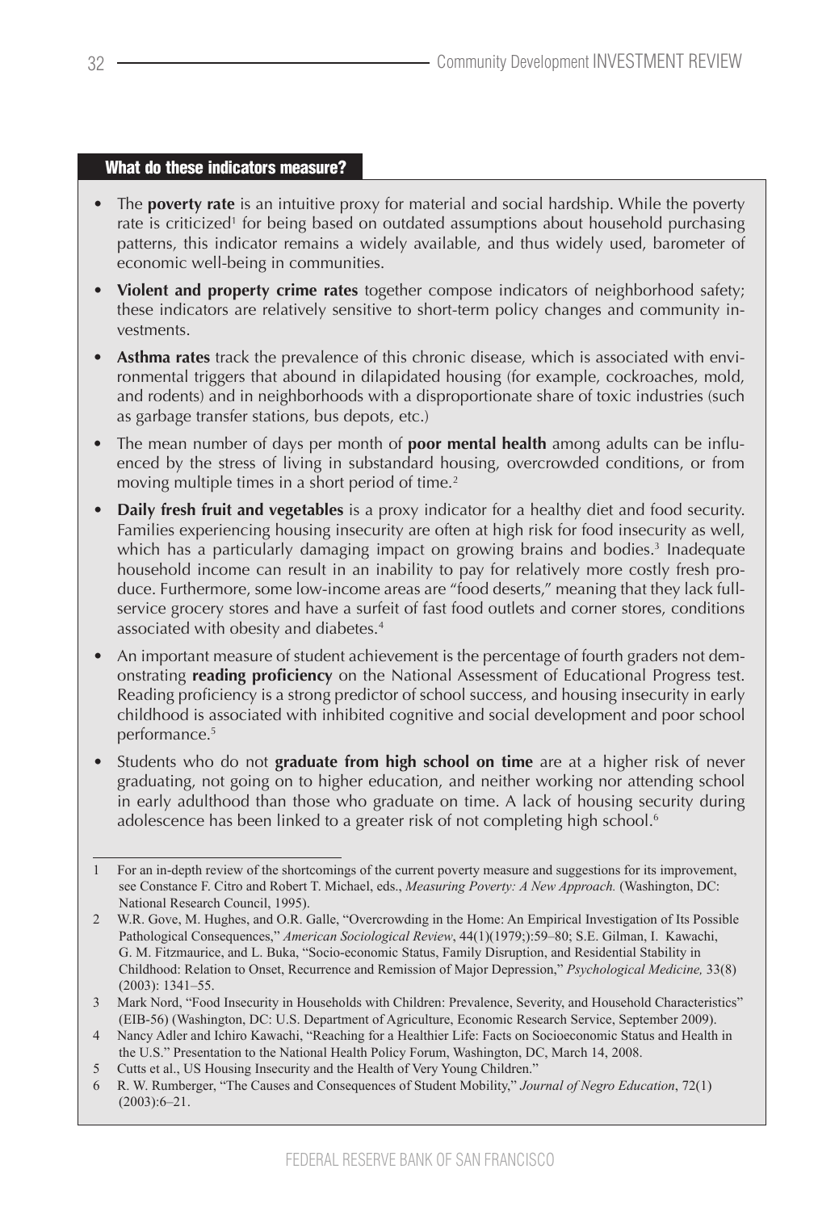## What do these indicators measure?

- The **poverty rate** is an intuitive proxy for material and social hardship. While the poverty rate is criticized[1] for being based on outdated assumptions about household purchasing patterns, this indicator remains a widely available, and thus widely used, barometer of economic well-being in communities.
- **Violent and property crime rates** together compose indicators of neighborhood safety; these indicators are relatively sensitive to short-term policy changes and community investments.
- **Asthma rates** track the prevalence of this chronic disease, which is associated with environmental triggers that abound in dilapidated housing (for example, cockroaches, mold, and rodents) and in neighborhoods with a disproportionate share of toxic industries (such as garbage transfer stations, bus depots, etc.)
- The mean number of days per month of **poor mental health** among adults can be influenced by the stress of living in substandard housing, overcrowded conditions, or from moving multiple times in a short period of time.[2]
- **Daily fresh fruit and vegetables** is a proxy indicator for a healthy diet and food security. Families experiencing housing insecurity are often at high risk for food insecurity as well, which has a particularly damaging impact on growing brains and bodies.[3] Inadequate household income can result in an inability to pay for relatively more costly fresh produce. Furthermore, some low-income areas are "food deserts," meaning that they lack full-service grocery stores and have a surfeit of fast food outlets and corner stores, conditions associated with obesity and diabetes.[4]
- An important measure of student achievement is the percentage of fourth graders not demonstrating **reading proficiency** on the National Assessment of Educational Progress test. Reading proficiency is a strong predictor of school success, and housing insecurity in early childhood is associated with inhibited cognitive and social development and poor school performance.[5]
- Students who do not **graduate from high school on time** are at a higher risk of never graduating, not going on to higher education, and neither working nor attending school in early adulthood than those who graduate on time. A lack of housing security during adolescence has been linked to a greater risk of not completing high school.[6]

---

1 For an in-depth review of the shortcomings of the current poverty measure and suggestions for its improvement, see Constance F. Citro and Robert T. Michael, eds., *Measuring Poverty: A New Approach.* (Washington, DC: National Research Council, 1995).

2 W.R. Gove, M. Hughes, and O.R. Galle, "Overcrowding in the Home: An Empirical Investigation of Its Possible Pathological Consequences," *American Sociological Review*, 44(1)(1979;):59–80; S.E. Gilman, I. Kawachi, G. M. Fitzmaurice, and L. Buka, "Socio-economic Status, Family Disruption, and Residential Stability in Childhood: Relation to Onset, Recurrence and Remission of Major Depression," *Psychological Medicine,* 33(8) (2003): 1341–55.

3 Mark Nord, "Food Insecurity in Households with Children: Prevalence, Severity, and Household Characteristics" (EIB-56) (Washington, DC: U.S. Department of Agriculture, Economic Research Service, September 2009).

4 Nancy Adler and Ichiro Kawachi, "Reaching for a Healthier Life: Facts on Socioeconomic Status and Health in the U.S." Presentation to the National Health Policy Forum, Washington, DC, March 14, 2008.

5 Cutts et al., US Housing Insecurity and the Health of Very Young Children."

6 R. W. Rumberger, "The Causes and Consequences of Student Mobility," *Journal of Negro Education*, 72(1) (2003):6–21.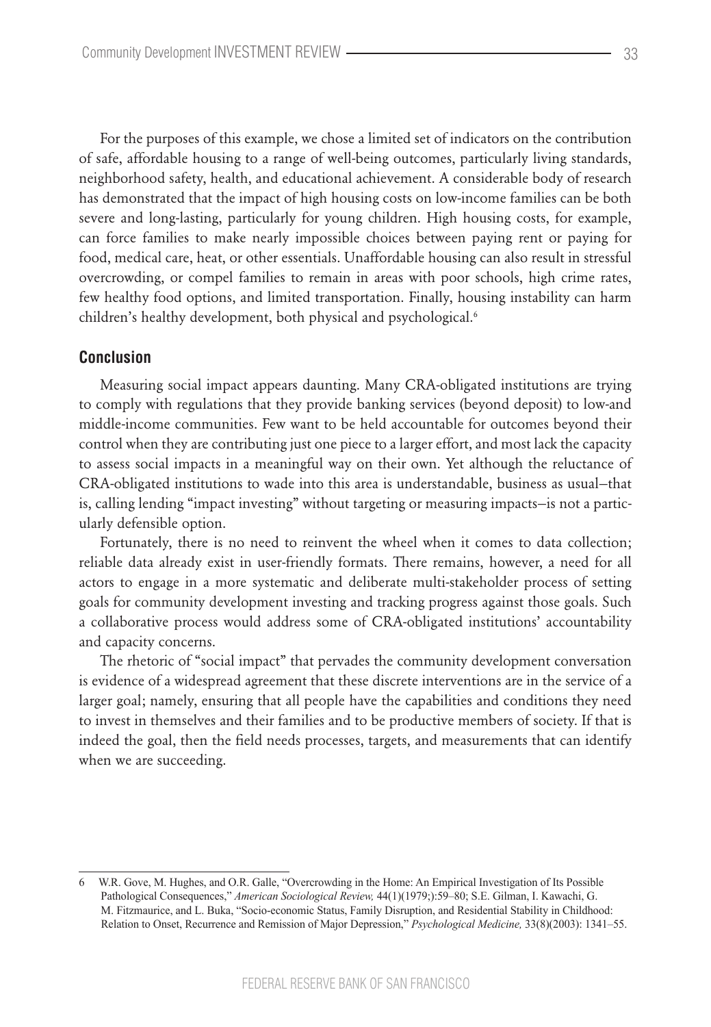For the purposes of this example, we chose a limited set of indicators on the contribution of safe, affordable housing to a range of well-being outcomes, particularly living standards, neighborhood safety, health, and educational achievement. A considerable body of research has demonstrated that the impact of high housing costs on low-income families can be both severe and long-lasting, particularly for young children. High housing costs, for example, can force families to make nearly impossible choices between paying rent or paying for food, medical care, heat, or other essentials. Unaffordable housing can also result in stressful overcrowding, or compel families to remain in areas with poor schools, high crime rates, few healthy food options, and limited transportation. Finally, housing instability can harm children's healthy development, both physical and psychological.[6]

## Conclusion

Measuring social impact appears daunting. Many CRA-obligated institutions are trying to comply with regulations that they provide banking services (beyond deposit) to low-and middle-income communities. Few want to be held accountable for outcomes beyond their control when they are contributing just one piece to a larger effort, and most lack the capacity to assess social impacts in a meaningful way on their own. Yet although the reluctance of CRA-obligated institutions to wade into this area is understandable, business as usual—that is, calling lending "impact investing" without targeting or measuring impacts—is not a particularly defensible option.

Fortunately, there is no need to reinvent the wheel when it comes to data collection; reliable data already exist in user-friendly formats. There remains, however, a need for all actors to engage in a more systematic and deliberate multi-stakeholder process of setting goals for community development investing and tracking progress against those goals. Such a collaborative process would address some of CRA-obligated institutions' accountability and capacity concerns.

The rhetoric of "social impact" that pervades the community development conversation is evidence of a widespread agreement that these discrete interventions are in the service of a larger goal; namely, ensuring that all people have the capabilities and conditions they need to invest in themselves and their families and to be productive members of society. If that is indeed the goal, then the field needs processes, targets, and measurements that can identify when we are succeeding.

---

6 W.R. Gove, M. Hughes, and O.R. Galle, "Overcrowding in the Home: An Empirical Investigation of Its Possible Pathological Consequences," *American Sociological Review,* 44(1)(1979;):59–80; S.E. Gilman, I. Kawachi, G. M. Fitzmaurice, and L. Buka, "Socio-economic Status, Family Disruption, and Residential Stability in Childhood: Relation to Onset, Recurrence and Remission of Major Depression," *Psychological Medicine,* 33(8)(2003): 1341–55.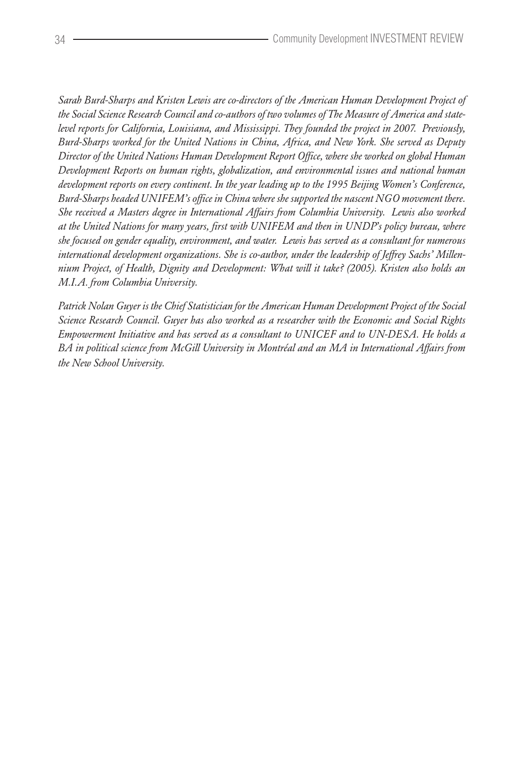*Sarah Burd-Sharps and Kristen Lewis are co-directors of the American Human Development Project of the Social Science Research Council and co-authors of two volumes of The Measure of America and state-level reports for California, Louisiana, and Mississippi. They founded the project in 2007. Previously, Burd-Sharps worked for the United Nations in China, Africa, and New York. She served as Deputy Director of the United Nations Human Development Report Office, where she worked on global Human Development Reports on human rights, globalization, and environmental issues and national human development reports on every continent. In the year leading up to the 1995 Beijing Women's Conference, Burd-Sharps headed UNIFEM's office in China where she supported the nascent NGO movement there. She received a Masters degree in International Affairs from Columbia University. Lewis also worked at the United Nations for many years, first with UNIFEM and then in UNDP's policy bureau, where she focused on gender equality, environment, and water. Lewis has served as a consultant for numerous international development organizations. She is co-author, under the leadership of Jeffrey Sachs' Millennium Project, of Health, Dignity and Development: What will it take? (2005). Kristen also holds an M.I.A. from Columbia University.*

*Patrick Nolan Guyer is the Chief Statistician for the American Human Development Project of the Social Science Research Council. Guyer has also worked as a researcher with the Economic and Social Rights Empowerment Initiative and has served as a consultant to UNICEF and to UN-DESA. He holds a BA in political science from McGill University in Montréal and an MA in International Affairs from the New School University.*